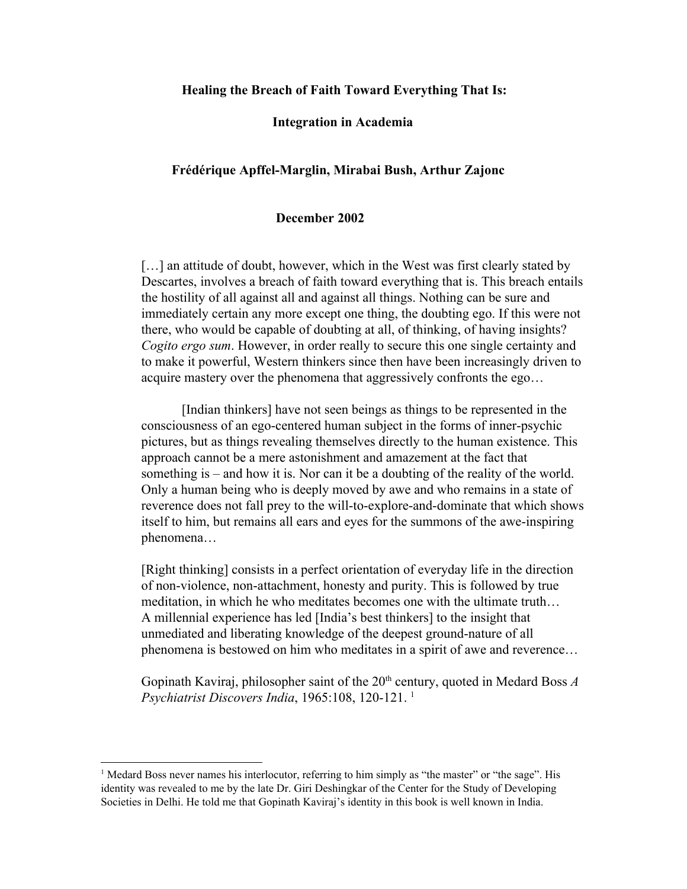# Healing the Breach of Faith Toward Everything That Is:

## Integration in Academia

**Frédérique Apffel-Marglin, Mirabai Bush, Arthur Zajonc**

**December 2002**

> […] an attitude of doubt, however, which in the West was first clearly stated by Descartes, involves a breach of faith toward everything that is. This breach entails the hostility of all against all and against all things. Nothing can be sure and immediately certain any more except one thing, the doubting ego. If this were not there, who would be capable of doubting at all, of thinking, of having insights? *Cogito ergo sum*. However, in order really to secure this one single certainty and to make it powerful, Western thinkers since then have been increasingly driven to acquire mastery over the phenomena that aggressively confronts the ego…
>
> [Indian thinkers] have not seen beings as things to be represented in the consciousness of an ego-centered human subject in the forms of inner-psychic pictures, but as things revealing themselves directly to the human existence. This approach cannot be a mere astonishment and amazement at the fact that something is – and how it is. Nor can it be a doubting of the reality of the world. Only a human being who is deeply moved by awe and who remains in a state of reverence does not fall prey to the will-to-explore-and-dominate that which shows itself to him, but remains all ears and eyes for the summons of the awe-inspiring phenomena…
>
> [Right thinking] consists in a perfect orientation of everyday life in the direction of non-violence, non-attachment, honesty and purity. This is followed by true meditation, in which he who meditates becomes one with the ultimate truth… A millennial experience has led [India's best thinkers] to the insight that unmediated and liberating knowledge of the deepest ground-nature of all phenomena is bestowed on him who meditates in a spirit of awe and reverence…
>
> Gopinath Kaviraj, philosopher saint of the 20th century, quoted in Medard Boss *A Psychiatrist Discovers India*, 1965:108, 120-121. [1]

[1] Medard Boss never names his interlocutor, referring to him simply as "the master" or "the sage". His identity was revealed to me by the late Dr. Giri Deshingkar of the Center for the Study of Developing Societies in Delhi. He told me that Gopinath Kaviraj's identity in this book is well known in India.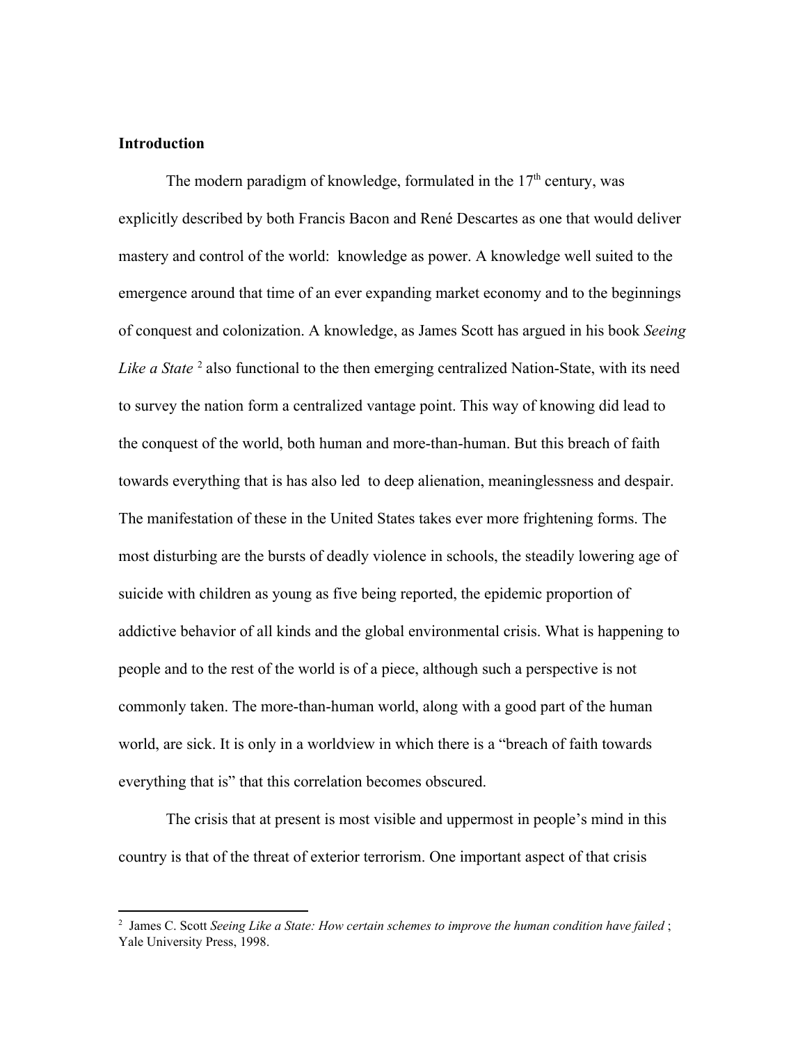**Introduction**

The modern paradigm of knowledge, formulated in the 17th century, was explicitly described by both Francis Bacon and René Descartes as one that would deliver mastery and control of the world: knowledge as power. A knowledge well suited to the emergence around that time of an ever expanding market economy and to the beginnings of conquest and colonization. A knowledge, as James Scott has argued in his book *Seeing Like a State* [2] also functional to the then emerging centralized Nation-State, with its need to survey the nation form a centralized vantage point. This way of knowing did lead to the conquest of the world, both human and more-than-human. But this breach of faith towards everything that is has also led to deep alienation, meaninglessness and despair. The manifestation of these in the United States takes ever more frightening forms. The most disturbing are the bursts of deadly violence in schools, the steadily lowering age of suicide with children as young as five being reported, the epidemic proportion of addictive behavior of all kinds and the global environmental crisis. What is happening to people and to the rest of the world is of a piece, although such a perspective is not commonly taken. The more-than-human world, along with a good part of the human world, are sick. It is only in a worldview in which there is a "breach of faith towards everything that is" that this correlation becomes obscured.

The crisis that at present is most visible and uppermost in people's mind in this country is that of the threat of exterior terrorism. One important aspect of that crisis

---

[2] James C. Scott *Seeing Like a State: How certain schemes to improve the human condition have failed* ; Yale University Press, 1998.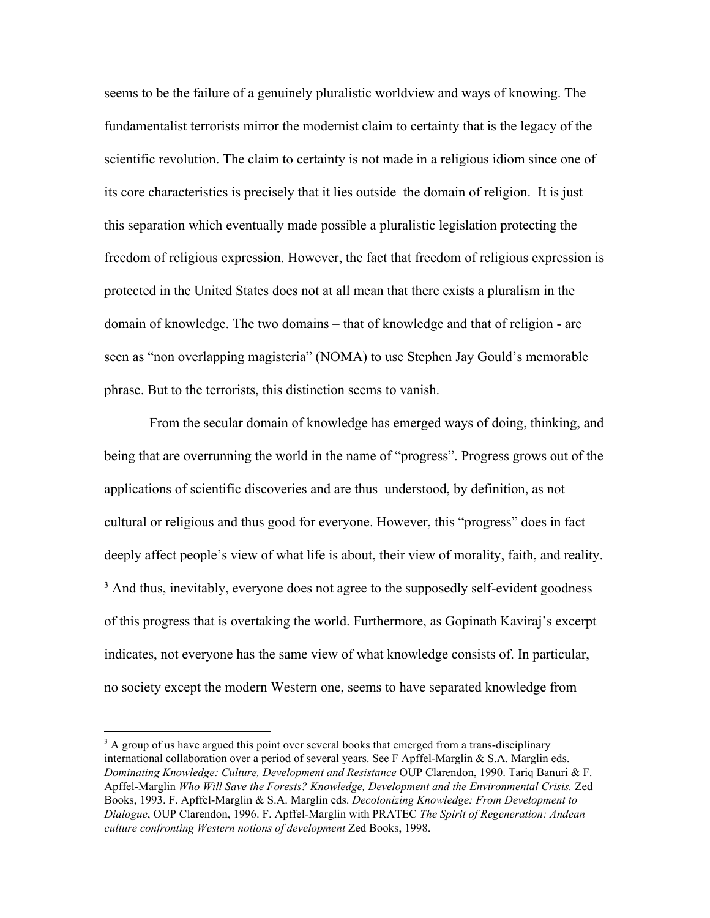seems to be the failure of a genuinely pluralistic worldview and ways of knowing. The fundamentalist terrorists mirror the modernist claim to certainty that is the legacy of the scientific revolution. The claim to certainty is not made in a religious idiom since one of its core characteristics is precisely that it lies outside the domain of religion. It is just this separation which eventually made possible a pluralistic legislation protecting the freedom of religious expression. However, the fact that freedom of religious expression is protected in the United States does not at all mean that there exists a pluralism in the domain of knowledge. The two domains – that of knowledge and that of religion - are seen as "non overlapping magisteria" (NOMA) to use Stephen Jay Gould's memorable phrase. But to the terrorists, this distinction seems to vanish.

From the secular domain of knowledge has emerged ways of doing, thinking, and being that are overrunning the world in the name of "progress". Progress grows out of the applications of scientific discoveries and are thus understood, by definition, as not cultural or religious and thus good for everyone. However, this "progress" does in fact deeply affect people's view of what life is about, their view of morality, faith, and reality.[3] And thus, inevitably, everyone does not agree to the supposedly self-evident goodness of this progress that is overtaking the world. Furthermore, as Gopinath Kaviraj's excerpt indicates, not everyone has the same view of what knowledge consists of. In particular, no society except the modern Western one, seems to have separated knowledge from

[3] A group of us have argued this point over several books that emerged from a trans-disciplinary international collaboration over a period of several years. See F Apffel-Marglin & S.A. Marglin eds. *Dominating Knowledge: Culture, Development and Resistance* OUP Clarendon, 1990. Tariq Banuri & F. Apffel-Marglin *Who Will Save the Forests? Knowledge, Development and the Environmental Crisis.* Zed Books, 1993. F. Apffel-Marglin & S.A. Marglin eds. *Decolonizing Knowledge: From Development to Dialogue*, OUP Clarendon, 1996. F. Apffel-Marglin with PRATEC *The Spirit of Regeneration: Andean culture confronting Western notions of development* Zed Books, 1998.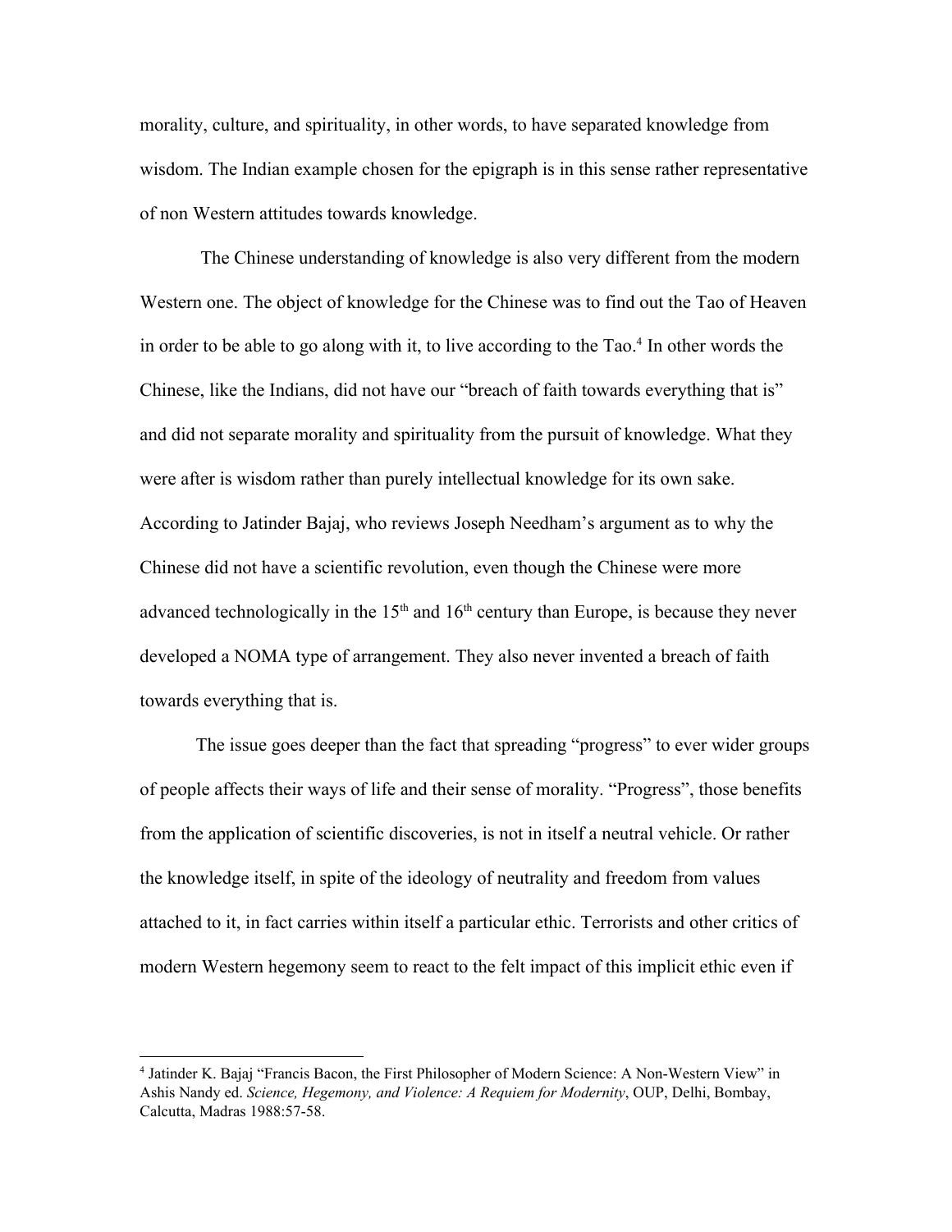morality, culture, and spirituality, in other words, to have separated knowledge from wisdom. The Indian example chosen for the epigraph is in this sense rather representative of non Western attitudes towards knowledge.

The Chinese understanding of knowledge is also very different from the modern Western one. The object of knowledge for the Chinese was to find out the Tao of Heaven in order to be able to go along with it, to live according to the Tao.[4] In other words the Chinese, like the Indians, did not have our "breach of faith towards everything that is" and did not separate morality and spirituality from the pursuit of knowledge. What they were after is wisdom rather than purely intellectual knowledge for its own sake. According to Jatinder Bajaj, who reviews Joseph Needham's argument as to why the Chinese did not have a scientific revolution, even though the Chinese were more advanced technologically in the 15th and 16th century than Europe, is because they never developed a NOMA type of arrangement. They also never invented a breach of faith towards everything that is.

The issue goes deeper than the fact that spreading "progress" to ever wider groups of people affects their ways of life and their sense of morality. "Progress", those benefits from the application of scientific discoveries, is not in itself a neutral vehicle. Or rather the knowledge itself, in spite of the ideology of neutrality and freedom from values attached to it, in fact carries within itself a particular ethic. Terrorists and other critics of modern Western hegemony seem to react to the felt impact of this implicit ethic even if

---

[4] Jatinder K. Bajaj "Francis Bacon, the First Philosopher of Modern Science: A Non-Western View" in Ashis Nandy ed. *Science, Hegemony, and Violence: A Requiem for Modernity*, OUP, Delhi, Bombay, Calcutta, Madras 1988:57-58.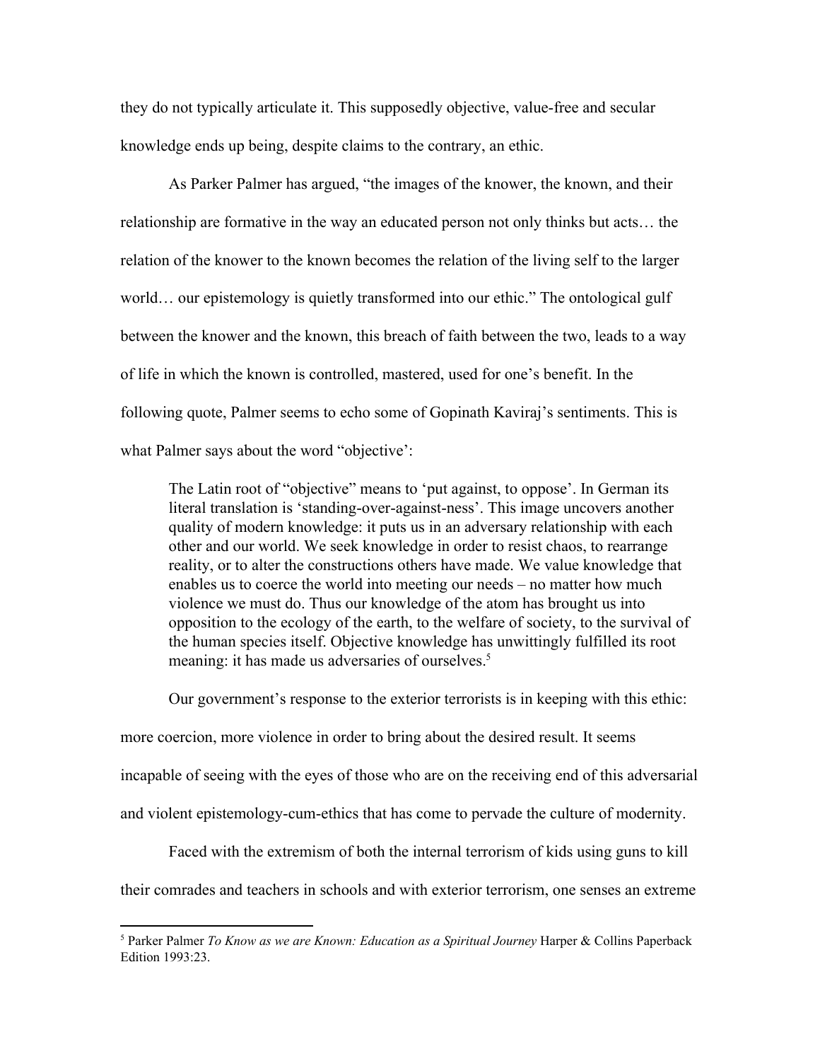they do not typically articulate it. This supposedly objective, value-free and secular knowledge ends up being, despite claims to the contrary, an ethic.

As Parker Palmer has argued, "the images of the knower, the known, and their relationship are formative in the way an educated person not only thinks but acts… the relation of the knower to the known becomes the relation of the living self to the larger world… our epistemology is quietly transformed into our ethic." The ontological gulf between the knower and the known, this breach of faith between the two, leads to a way of life in which the known is controlled, mastered, used for one's benefit. In the following quote, Palmer seems to echo some of Gopinath Kaviraj's sentiments. This is what Palmer says about the word "objective':

> The Latin root of "objective" means to 'put against, to oppose'. In German its literal translation is 'standing-over-against-ness'. This image uncovers another quality of modern knowledge: it puts us in an adversary relationship with each other and our world. We seek knowledge in order to resist chaos, to rearrange reality, or to alter the constructions others have made. We value knowledge that enables us to coerce the world into meeting our needs – no matter how much violence we must do. Thus our knowledge of the atom has brought us into opposition to the ecology of the earth, to the welfare of society, to the survival of the human species itself. Objective knowledge has unwittingly fulfilled its root meaning: it has made us adversaries of ourselves.[5]

Our government's response to the exterior terrorists is in keeping with this ethic: more coercion, more violence in order to bring about the desired result. It seems incapable of seeing with the eyes of those who are on the receiving end of this adversarial and violent epistemology-cum-ethics that has come to pervade the culture of modernity.

Faced with the extremism of both the internal terrorism of kids using guns to kill their comrades and teachers in schools and with exterior terrorism, one senses an extreme

---

[5] Parker Palmer *To Know as we are Known: Education as a Spiritual Journey* Harper & Collins Paperback Edition 1993:23.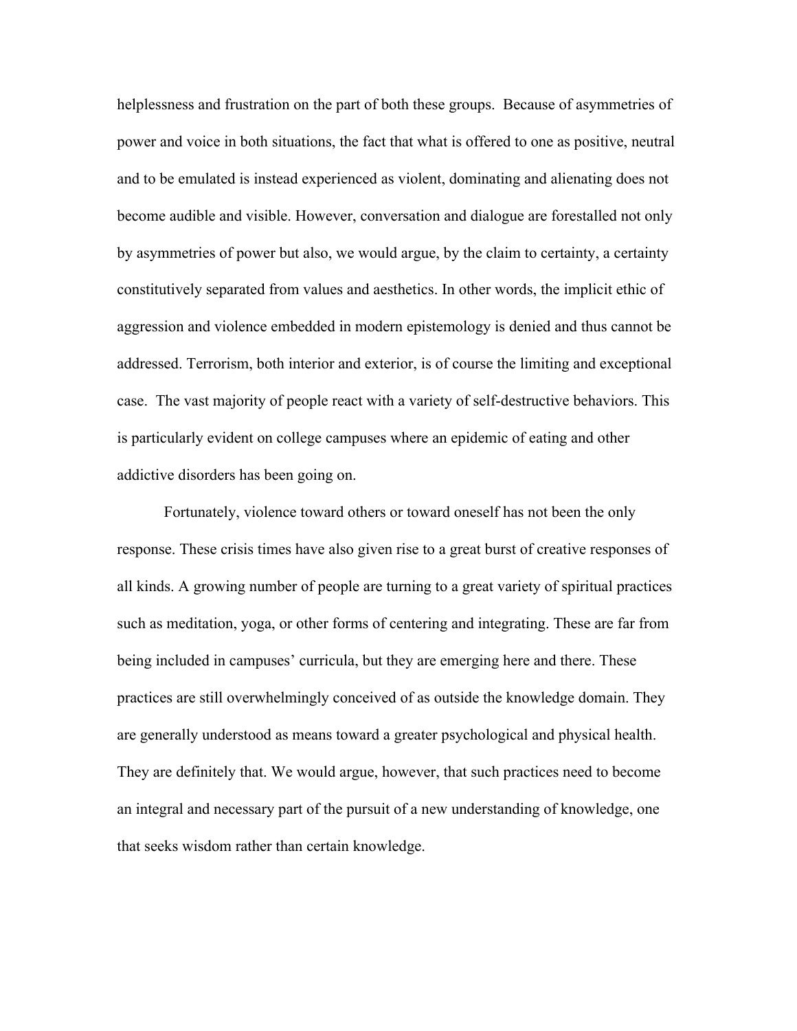helplessness and frustration on the part of both these groups. Because of asymmetries of power and voice in both situations, the fact that what is offered to one as positive, neutral and to be emulated is instead experienced as violent, dominating and alienating does not become audible and visible. However, conversation and dialogue are forestalled not only by asymmetries of power but also, we would argue, by the claim to certainty, a certainty constitutively separated from values and aesthetics. In other words, the implicit ethic of aggression and violence embedded in modern epistemology is denied and thus cannot be addressed. Terrorism, both interior and exterior, is of course the limiting and exceptional case. The vast majority of people react with a variety of self-destructive behaviors. This is particularly evident on college campuses where an epidemic of eating and other addictive disorders has been going on.

Fortunately, violence toward others or toward oneself has not been the only response. These crisis times have also given rise to a great burst of creative responses of all kinds. A growing number of people are turning to a great variety of spiritual practices such as meditation, yoga, or other forms of centering and integrating. These are far from being included in campuses' curricula, but they are emerging here and there. These practices are still overwhelmingly conceived of as outside the knowledge domain. They are generally understood as means toward a greater psychological and physical health. They are definitely that. We would argue, however, that such practices need to become an integral and necessary part of the pursuit of a new understanding of knowledge, one that seeks wisdom rather than certain knowledge.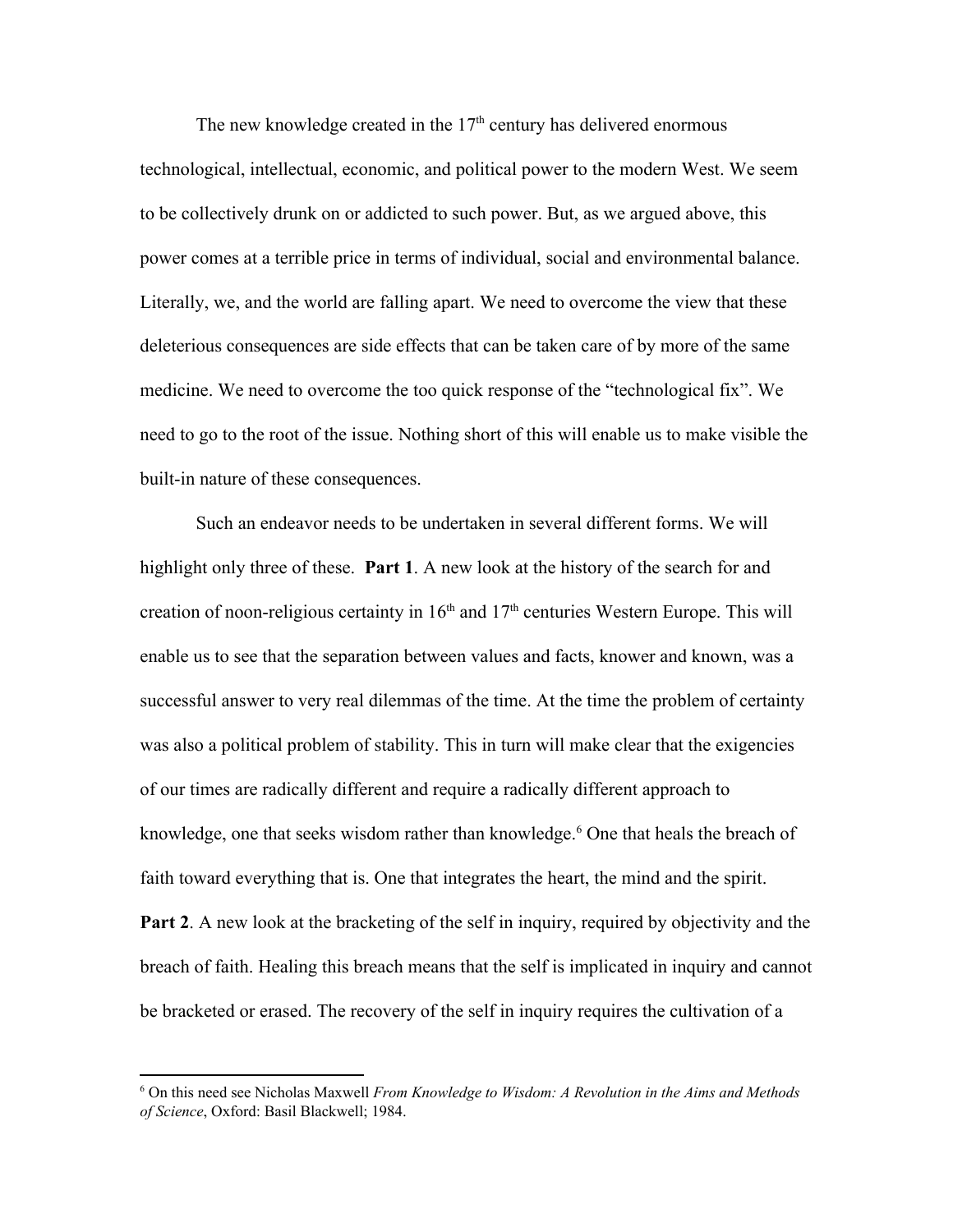The new knowledge created in the 17th century has delivered enormous technological, intellectual, economic, and political power to the modern West. We seem to be collectively drunk on or addicted to such power. But, as we argued above, this power comes at a terrible price in terms of individual, social and environmental balance. Literally, we, and the world are falling apart. We need to overcome the view that these deleterious consequences are side effects that can be taken care of by more of the same medicine. We need to overcome the too quick response of the "technological fix". We need to go to the root of the issue. Nothing short of this will enable us to make visible the built-in nature of these consequences.

Such an endeavor needs to be undertaken in several different forms. We will highlight only three of these. **Part 1**. A new look at the history of the search for and creation of noon-religious certainty in 16th and 17th centuries Western Europe. This will enable us to see that the separation between values and facts, knower and known, was a successful answer to very real dilemmas of the time. At the time the problem of certainty was also a political problem of stability. This in turn will make clear that the exigencies of our times are radically different and require a radically different approach to knowledge, one that seeks wisdom rather than knowledge.[6] One that heals the breach of faith toward everything that is. One that integrates the heart, the mind and the spirit. **Part 2**. A new look at the bracketing of the self in inquiry, required by objectivity and the breach of faith. Healing this breach means that the self is implicated in inquiry and cannot be bracketed or erased. The recovery of the self in inquiry requires the cultivation of a

---

[6] On this need see Nicholas Maxwell *From Knowledge to Wisdom: A Revolution in the Aims and Methods of Science*, Oxford: Basil Blackwell; 1984.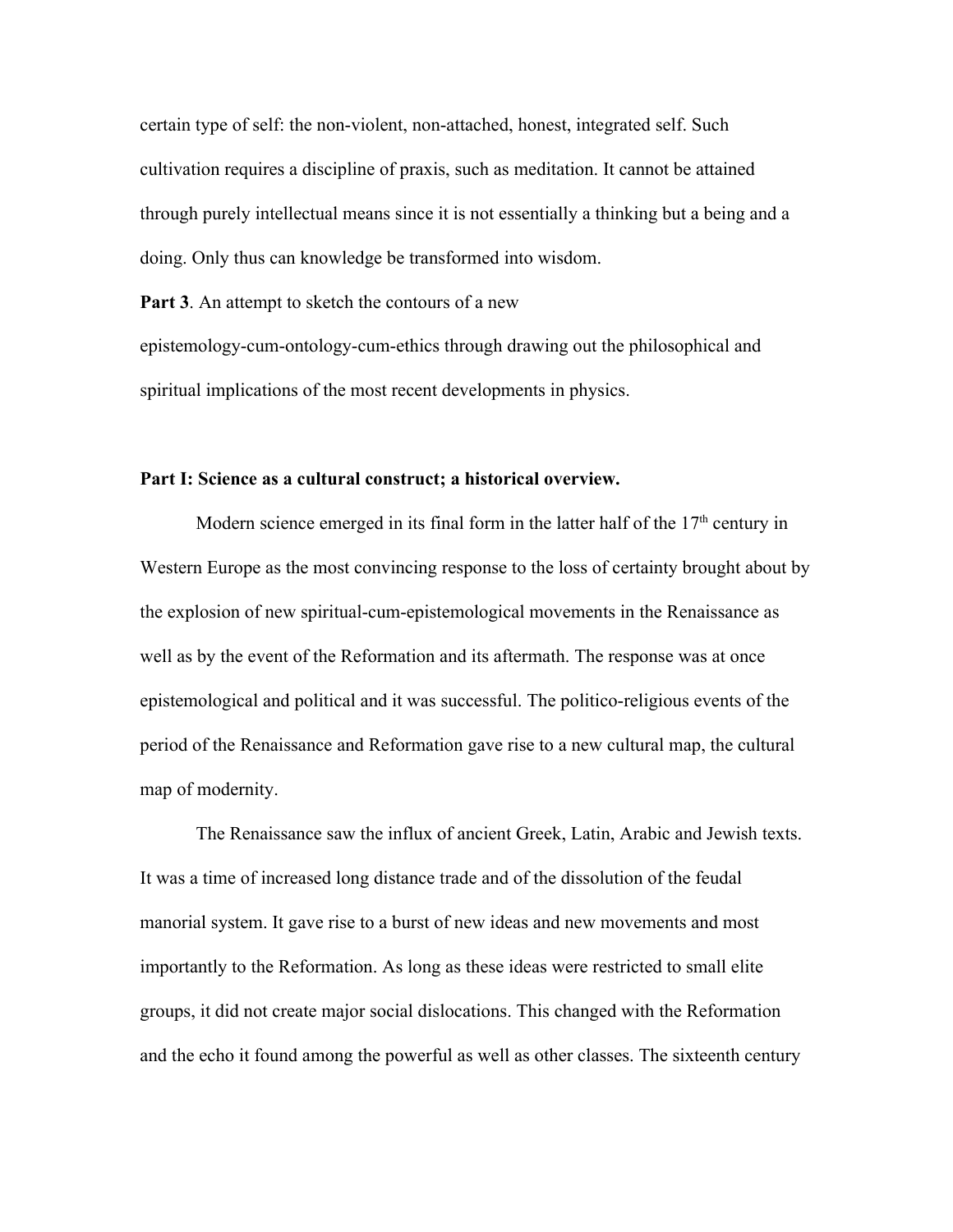certain type of self: the non-violent, non-attached, honest, integrated self. Such cultivation requires a discipline of praxis, such as meditation. It cannot be attained through purely intellectual means since it is not essentially a thinking but a being and a doing. Only thus can knowledge be transformed into wisdom.

**Part 3**. An attempt to sketch the contours of a new epistemology-cum-ontology-cum-ethics through drawing out the philosophical and spiritual implications of the most recent developments in physics.

**Part I: Science as a cultural construct; a historical overview.**

Modern science emerged in its final form in the latter half of the 17th century in Western Europe as the most convincing response to the loss of certainty brought about by the explosion of new spiritual-cum-epistemological movements in the Renaissance as well as by the event of the Reformation and its aftermath. The response was at once epistemological and political and it was successful. The politico-religious events of the period of the Renaissance and Reformation gave rise to a new cultural map, the cultural map of modernity.

The Renaissance saw the influx of ancient Greek, Latin, Arabic and Jewish texts. It was a time of increased long distance trade and of the dissolution of the feudal manorial system. It gave rise to a burst of new ideas and new movements and most importantly to the Reformation. As long as these ideas were restricted to small elite groups, it did not create major social dislocations. This changed with the Reformation and the echo it found among the powerful as well as other classes. The sixteenth century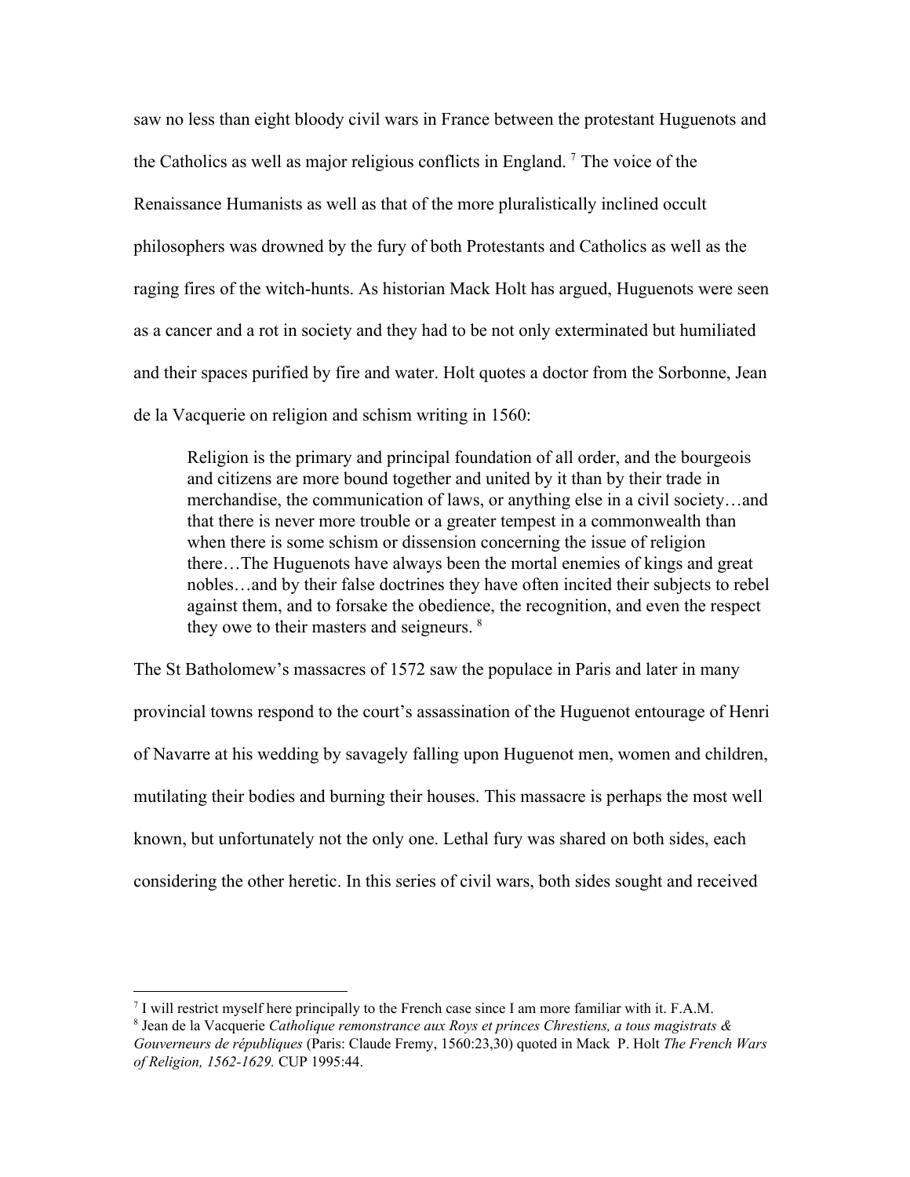saw no less than eight bloody civil wars in France between the protestant Huguenots and the Catholics as well as major religious conflicts in England. [7] The voice of the Renaissance Humanists as well as that of the more pluralistically inclined occult philosophers was drowned by the fury of both Protestants and Catholics as well as the raging fires of the witch-hunts. As historian Mack Holt has argued, Huguenots were seen as a cancer and a rot in society and they had to be not only exterminated but humiliated and their spaces purified by fire and water. Holt quotes a doctor from the Sorbonne, Jean de la Vacquerie on religion and schism writing in 1560:

> Religion is the primary and principal foundation of all order, and the bourgeois and citizens are more bound together and united by it than by their trade in merchandise, the communication of laws, or anything else in a civil society…and that there is never more trouble or a greater tempest in a commonwealth than when there is some schism or dissension concerning the issue of religion there…The Huguenots have always been the mortal enemies of kings and great nobles…and by their false doctrines they have often incited their subjects to rebel against them, and to forsake the obedience, the recognition, and even the respect they owe to their masters and seigneurs. [8]

The St Batholomew's massacres of 1572 saw the populace in Paris and later in many provincial towns respond to the court's assassination of the Huguenot entourage of Henri of Navarre at his wedding by savagely falling upon Huguenot men, women and children, mutilating their bodies and burning their houses. This massacre is perhaps the most well known, but unfortunately not the only one. Lethal fury was shared on both sides, each considering the other heretic. In this series of civil wars, both sides sought and received

---

[7] I will restrict myself here principally to the French case since I am more familiar with it. F.A.M.

[8] Jean de la Vacquerie *Catholique remonstrance aux Roys et princes Chrestiens, a tous magistrats & Gouverneurs de républiques* (Paris: Claude Fremy, 1560:23,30) quoted in Mack P. Holt *The French Wars of Religion, 1562-1629.* CUP 1995:44.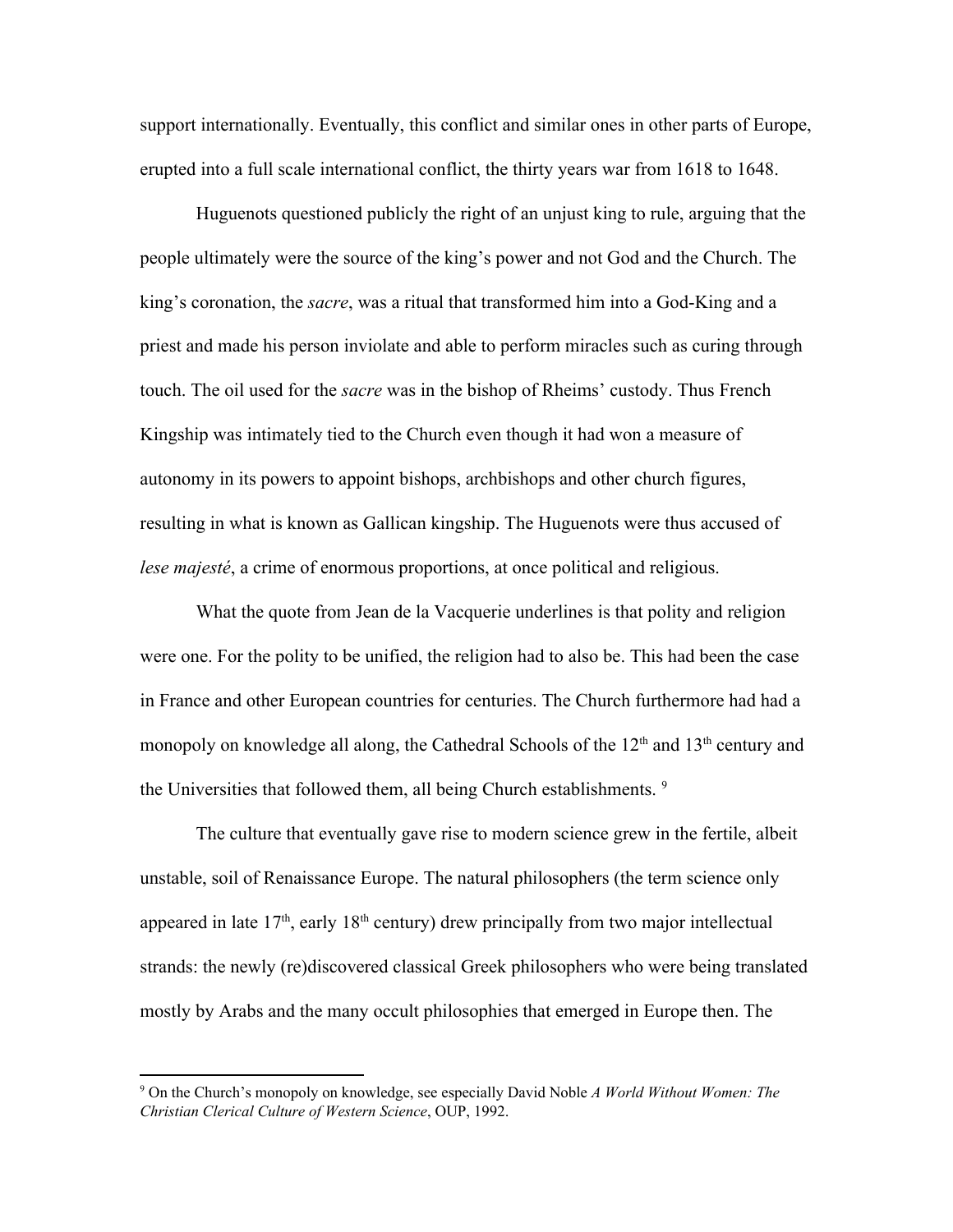support internationally. Eventually, this conflict and similar ones in other parts of Europe, erupted into a full scale international conflict, the thirty years war from 1618 to 1648.

Huguenots questioned publicly the right of an unjust king to rule, arguing that the people ultimately were the source of the king's power and not God and the Church. The king's coronation, the *sacre*, was a ritual that transformed him into a God-King and a priest and made his person inviolate and able to perform miracles such as curing through touch. The oil used for the *sacre* was in the bishop of Rheims' custody. Thus French Kingship was intimately tied to the Church even though it had won a measure of autonomy in its powers to appoint bishops, archbishops and other church figures, resulting in what is known as Gallican kingship. The Huguenots were thus accused of *lese majesté*, a crime of enormous proportions, at once political and religious.

What the quote from Jean de la Vacquerie underlines is that polity and religion were one. For the polity to be unified, the religion had to also be. This had been the case in France and other European countries for centuries. The Church furthermore had had a monopoly on knowledge all along, the Cathedral Schools of the 12th and 13th century and the Universities that followed them, all being Church establishments. [9]

The culture that eventually gave rise to modern science grew in the fertile, albeit unstable, soil of Renaissance Europe. The natural philosophers (the term science only appeared in late 17th, early 18th century) drew principally from two major intellectual strands: the newly (re)discovered classical Greek philosophers who were being translated mostly by Arabs and the many occult philosophies that emerged in Europe then. The

---

[9] On the Church's monopoly on knowledge, see especially David Noble *A World Without Women: The Christian Clerical Culture of Western Science*, OUP, 1992.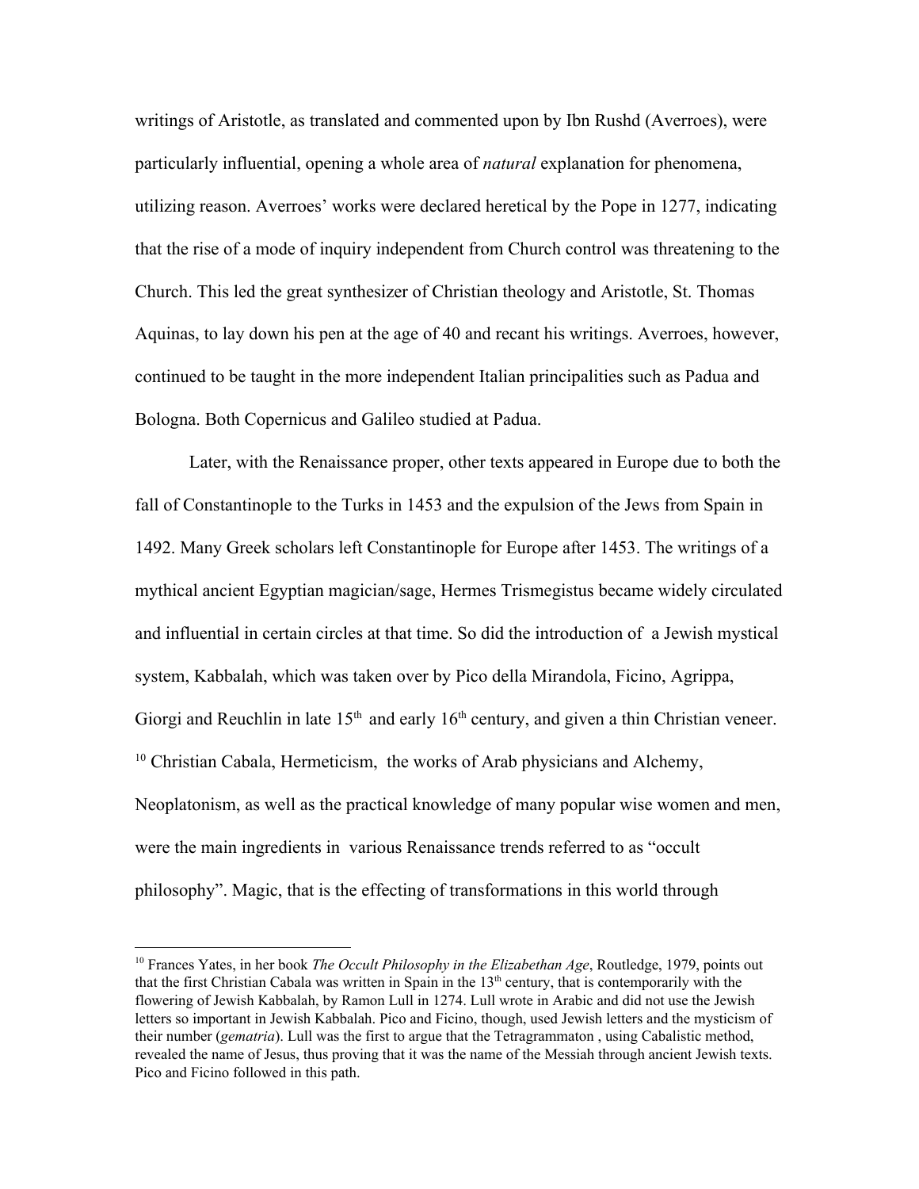writings of Aristotle, as translated and commented upon by Ibn Rushd (Averroes), were particularly influential, opening a whole area of *natural* explanation for phenomena, utilizing reason. Averroes' works were declared heretical by the Pope in 1277, indicating that the rise of a mode of inquiry independent from Church control was threatening to the Church. This led the great synthesizer of Christian theology and Aristotle, St. Thomas Aquinas, to lay down his pen at the age of 40 and recant his writings. Averroes, however, continued to be taught in the more independent Italian principalities such as Padua and Bologna. Both Copernicus and Galileo studied at Padua.

Later, with the Renaissance proper, other texts appeared in Europe due to both the fall of Constantinople to the Turks in 1453 and the expulsion of the Jews from Spain in 1492. Many Greek scholars left Constantinople for Europe after 1453. The writings of a mythical ancient Egyptian magician/sage, Hermes Trismegistus became widely circulated and influential in certain circles at that time. So did the introduction of a Jewish mystical system, Kabbalah, which was taken over by Pico della Mirandola, Ficino, Agrippa, Giorgi and Reuchlin in late 15th and early 16th century, and given a thin Christian veneer.[10] Christian Cabala, Hermeticism, the works of Arab physicians and Alchemy, Neoplatonism, as well as the practical knowledge of many popular wise women and men, were the main ingredients in various Renaissance trends referred to as "occult philosophy". Magic, that is the effecting of transformations in this world through

---

[10] Frances Yates, in her book *The Occult Philosophy in the Elizabethan Age*, Routledge, 1979, points out that the first Christian Cabala was written in Spain in the 13th century, that is contemporarily with the flowering of Jewish Kabbalah, by Ramon Lull in 1274. Lull wrote in Arabic and did not use the Jewish letters so important in Jewish Kabbalah. Pico and Ficino, though, used Jewish letters and the mysticism of their number (*gematria*). Lull was the first to argue that the Tetragrammaton , using Cabalistic method, revealed the name of Jesus, thus proving that it was the name of the Messiah through ancient Jewish texts. Pico and Ficino followed in this path.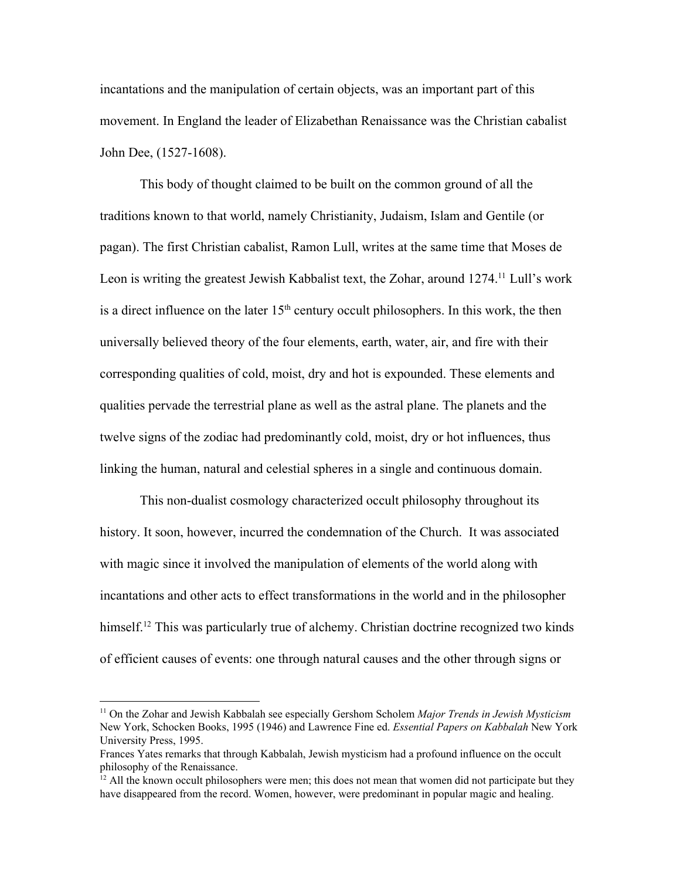incantations and the manipulation of certain objects, was an important part of this movement. In England the leader of Elizabethan Renaissance was the Christian cabalist John Dee, (1527-1608).

This body of thought claimed to be built on the common ground of all the traditions known to that world, namely Christianity, Judaism, Islam and Gentile (or pagan). The first Christian cabalist, Ramon Lull, writes at the same time that Moses de Leon is writing the greatest Jewish Kabbalist text, the Zohar, around 1274.[11] Lull's work is a direct influence on the later 15th century occult philosophers. In this work, the then universally believed theory of the four elements, earth, water, air, and fire with their corresponding qualities of cold, moist, dry and hot is expounded. These elements and qualities pervade the terrestrial plane as well as the astral plane. The planets and the twelve signs of the zodiac had predominantly cold, moist, dry or hot influences, thus linking the human, natural and celestial spheres in a single and continuous domain.

This non-dualist cosmology characterized occult philosophy throughout its history. It soon, however, incurred the condemnation of the Church. It was associated with magic since it involved the manipulation of elements of the world along with incantations and other acts to effect transformations in the world and in the philosopher himself.[12] This was particularly true of alchemy. Christian doctrine recognized two kinds of efficient causes of events: one through natural causes and the other through signs or

---

[11] On the Zohar and Jewish Kabbalah see especially Gershom Scholem *Major Trends in Jewish Mysticism* New York, Schocken Books, 1995 (1946) and Lawrence Fine ed. *Essential Papers on Kabbalah* New York University Press, 1995.

Frances Yates remarks that through Kabbalah, Jewish mysticism had a profound influence on the occult philosophy of the Renaissance.

[12] All the known occult philosophers were men; this does not mean that women did not participate but they have disappeared from the record. Women, however, were predominant in popular magic and healing.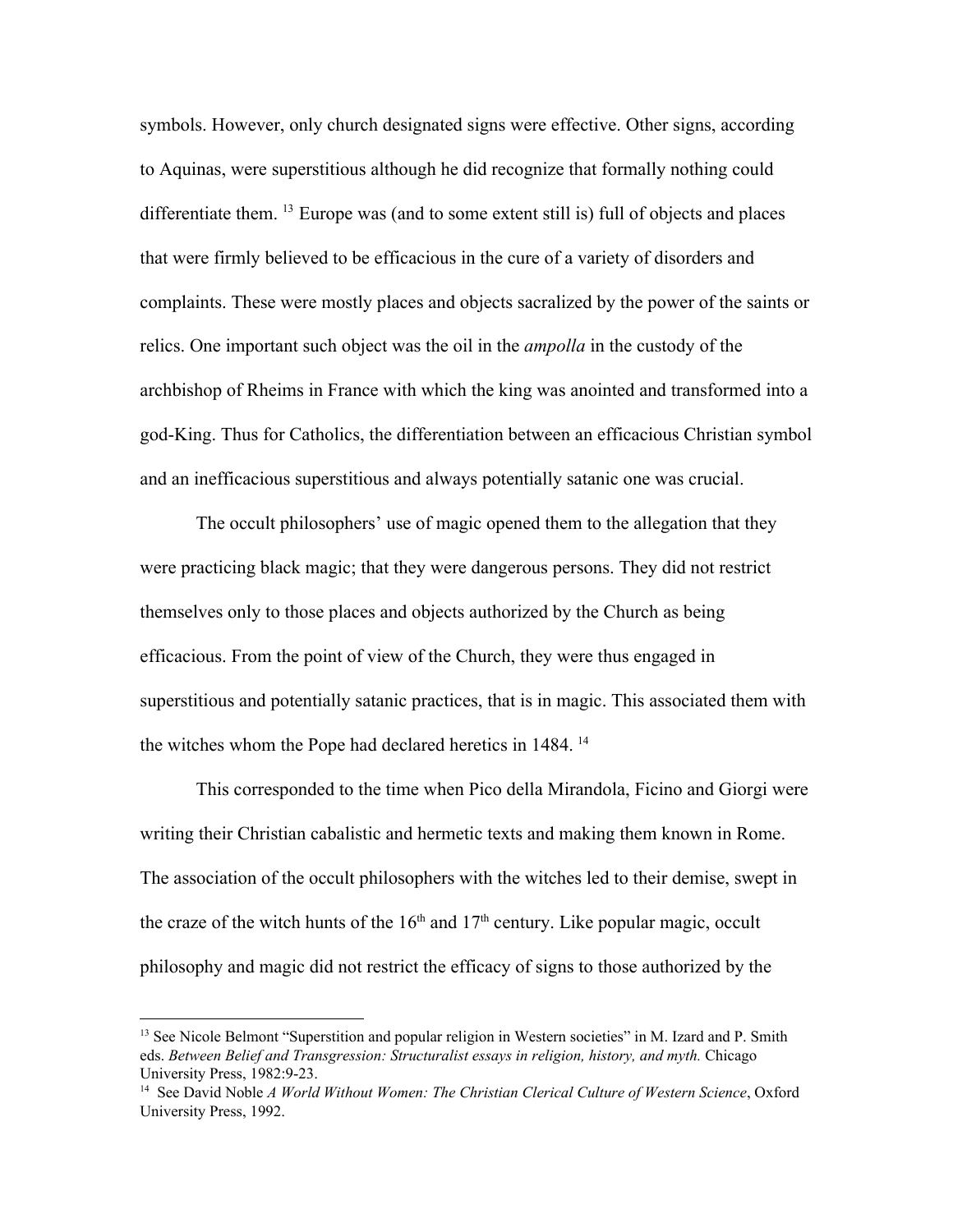symbols. However, only church designated signs were effective. Other signs, according to Aquinas, were superstitious although he did recognize that formally nothing could differentiate them. [13] Europe was (and to some extent still is) full of objects and places that were firmly believed to be efficacious in the cure of a variety of disorders and complaints. These were mostly places and objects sacralized by the power of the saints or relics. One important such object was the oil in the *ampolla* in the custody of the archbishop of Rheims in France with which the king was anointed and transformed into a god-King. Thus for Catholics, the differentiation between an efficacious Christian symbol and an inefficacious superstitious and always potentially satanic one was crucial.

The occult philosophers' use of magic opened them to the allegation that they were practicing black magic; that they were dangerous persons. They did not restrict themselves only to those places and objects authorized by the Church as being efficacious. From the point of view of the Church, they were thus engaged in superstitious and potentially satanic practices, that is in magic. This associated them with the witches whom the Pope had declared heretics in 1484. [14]

This corresponded to the time when Pico della Mirandola, Ficino and Giorgi were writing their Christian cabalistic and hermetic texts and making them known in Rome. The association of the occult philosophers with the witches led to their demise, swept in the craze of the witch hunts of the 16th and 17th century. Like popular magic, occult philosophy and magic did not restrict the efficacy of signs to those authorized by the

---

[13] See Nicole Belmont "Superstition and popular religion in Western societies" in M. Izard and P. Smith eds. *Between Belief and Transgression: Structuralist essays in religion, history, and myth.* Chicago University Press, 1982:9-23.

[14] See David Noble *A World Without Women: The Christian Clerical Culture of Western Science*, Oxford University Press, 1992.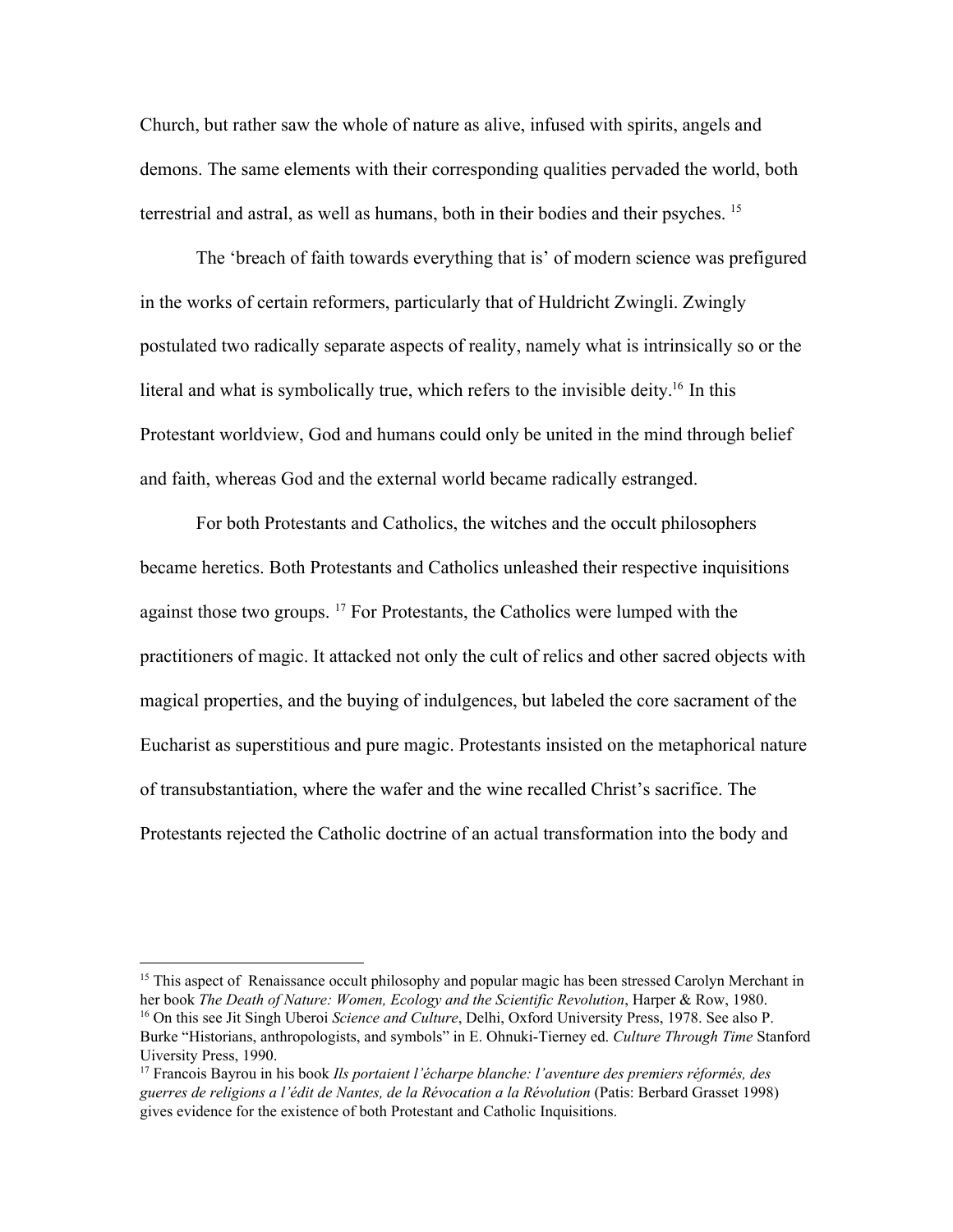Church, but rather saw the whole of nature as alive, infused with spirits, angels and demons. The same elements with their corresponding qualities pervaded the world, both terrestrial and astral, as well as humans, both in their bodies and their psyches. [15]

The 'breach of faith towards everything that is' of modern science was prefigured in the works of certain reformers, particularly that of Huldricht Zwingli. Zwingly postulated two radically separate aspects of reality, namely what is intrinsically so or the literal and what is symbolically true, which refers to the invisible deity.[16] In this Protestant worldview, God and humans could only be united in the mind through belief and faith, whereas God and the external world became radically estranged.

For both Protestants and Catholics, the witches and the occult philosophers became heretics. Both Protestants and Catholics unleashed their respective inquisitions against those two groups. [17] For Protestants, the Catholics were lumped with the practitioners of magic. It attacked not only the cult of relics and other sacred objects with magical properties, and the buying of indulgences, but labeled the core sacrament of the Eucharist as superstitious and pure magic. Protestants insisted on the metaphorical nature of transubstantiation, where the wafer and the wine recalled Christ's sacrifice. The Protestants rejected the Catholic doctrine of an actual transformation into the body and

---

[15] This aspect of Renaissance occult philosophy and popular magic has been stressed Carolyn Merchant in her book *The Death of Nature: Women, Ecology and the Scientific Revolution*, Harper & Row, 1980.

[16] On this see Jit Singh Uberoi *Science and Culture*, Delhi, Oxford University Press, 1978. See also P. Burke "Historians, anthropologists, and symbols" in E. Ohnuki-Tierney ed. *Culture Through Time* Stanford Uiversity Press, 1990.

[17] Francois Bayrou in his book *Ils portaient l'écharpe blanche: l'aventure des premiers réformés, des guerres de religions a l'édit de Nantes, de la Révocation a la Révolution* (Patis: Berbard Grasset 1998) gives evidence for the existence of both Protestant and Catholic Inquisitions.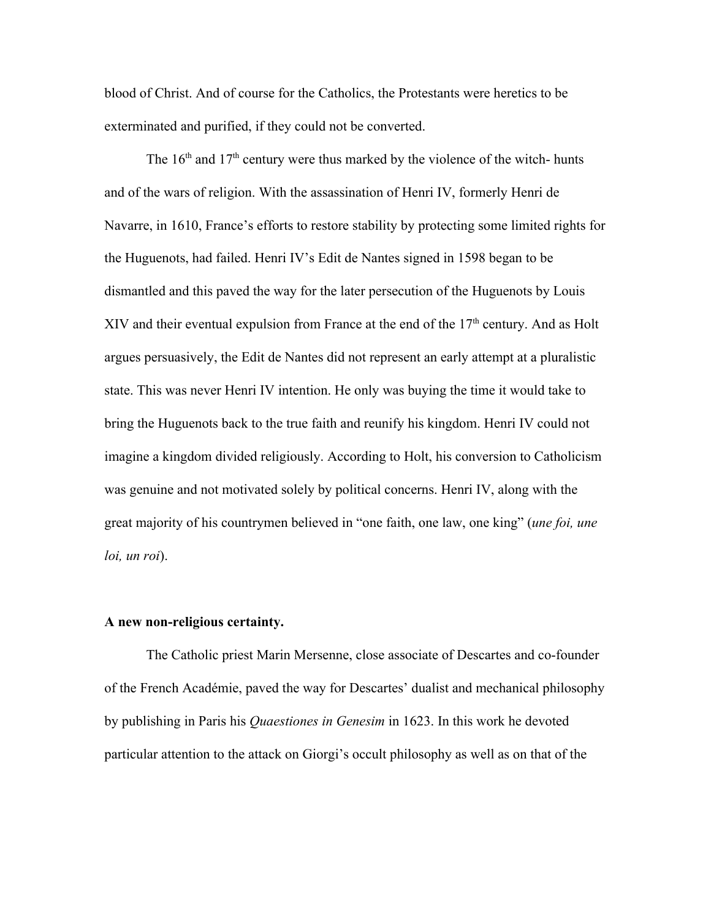blood of Christ. And of course for the Catholics, the Protestants were heretics to be exterminated and purified, if they could not be converted.

The 16th and 17th century were thus marked by the violence of the witch- hunts and of the wars of religion. With the assassination of Henri IV, formerly Henri de Navarre, in 1610, France's efforts to restore stability by protecting some limited rights for the Huguenots, had failed. Henri IV's Edit de Nantes signed in 1598 began to be dismantled and this paved the way for the later persecution of the Huguenots by Louis XIV and their eventual expulsion from France at the end of the 17th century. And as Holt argues persuasively, the Edit de Nantes did not represent an early attempt at a pluralistic state. This was never Henri IV intention. He only was buying the time it would take to bring the Huguenots back to the true faith and reunify his kingdom. Henri IV could not imagine a kingdom divided religiously. According to Holt, his conversion to Catholicism was genuine and not motivated solely by political concerns. Henri IV, along with the great majority of his countrymen believed in "one faith, one law, one king" (*une foi, une loi, un roi*).

**A new non-religious certainty.**

The Catholic priest Marin Mersenne, close associate of Descartes and co-founder of the French Académie, paved the way for Descartes' dualist and mechanical philosophy by publishing in Paris his *Quaestiones in Genesim* in 1623. In this work he devoted particular attention to the attack on Giorgi's occult philosophy as well as on that of the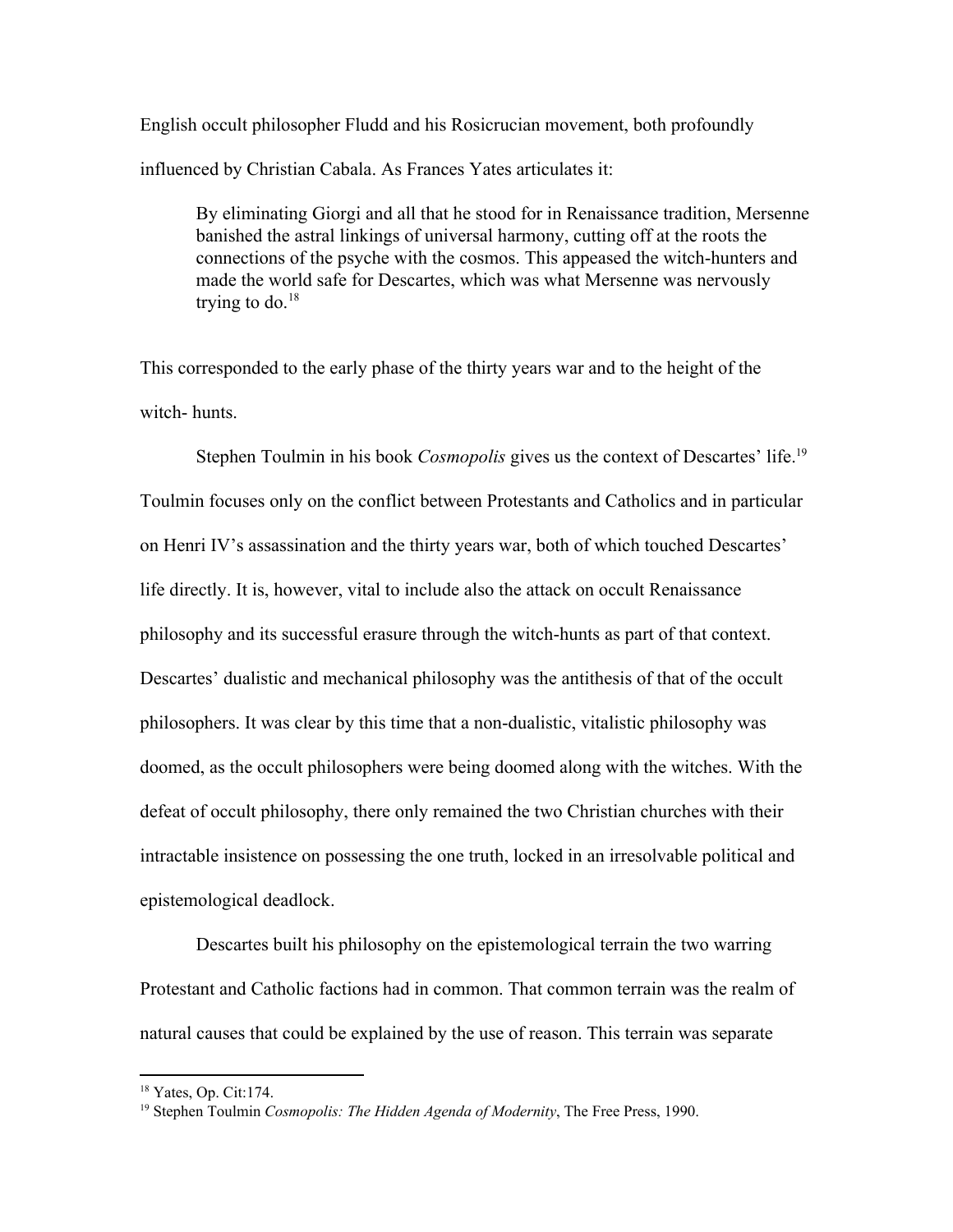English occult philosopher Fludd and his Rosicrucian movement, both profoundly influenced by Christian Cabala. As Frances Yates articulates it:

> By eliminating Giorgi and all that he stood for in Renaissance tradition, Mersenne banished the astral linkings of universal harmony, cutting off at the roots the connections of the psyche with the cosmos. This appeased the witch-hunters and made the world safe for Descartes, which was what Mersenne was nervously trying to do.[18]

This corresponded to the early phase of the thirty years war and to the height of the witch- hunts.

Stephen Toulmin in his book *Cosmopolis* gives us the context of Descartes' life.[19] Toulmin focuses only on the conflict between Protestants and Catholics and in particular on Henri IV's assassination and the thirty years war, both of which touched Descartes' life directly. It is, however, vital to include also the attack on occult Renaissance philosophy and its successful erasure through the witch-hunts as part of that context. Descartes' dualistic and mechanical philosophy was the antithesis of that of the occult philosophers. It was clear by this time that a non-dualistic, vitalistic philosophy was doomed, as the occult philosophers were being doomed along with the witches. With the defeat of occult philosophy, there only remained the two Christian churches with their intractable insistence on possessing the one truth, locked in an irresolvable political and epistemological deadlock.

Descartes built his philosophy on the epistemological terrain the two warring Protestant and Catholic factions had in common. That common terrain was the realm of natural causes that could be explained by the use of reason. This terrain was separate

---

[18] Yates, Op. Cit:174.

[19] Stephen Toulmin *Cosmopolis: The Hidden Agenda of Modernity*, The Free Press, 1990.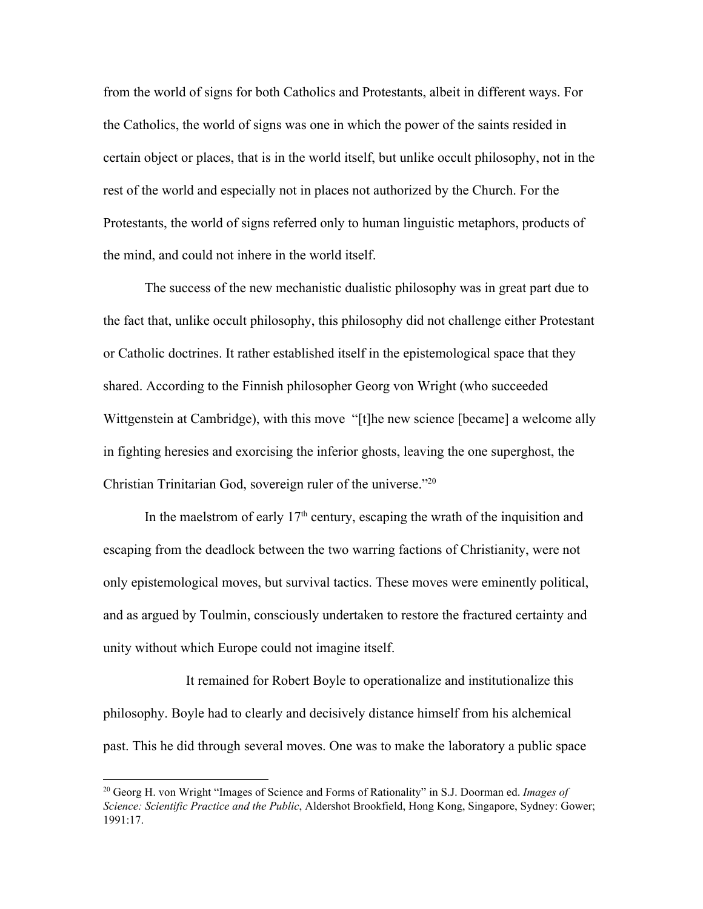from the world of signs for both Catholics and Protestants, albeit in different ways. For the Catholics, the world of signs was one in which the power of the saints resided in certain object or places, that is in the world itself, but unlike occult philosophy, not in the rest of the world and especially not in places not authorized by the Church. For the Protestants, the world of signs referred only to human linguistic metaphors, products of the mind, and could not inhere in the world itself.

The success of the new mechanistic dualistic philosophy was in great part due to the fact that, unlike occult philosophy, this philosophy did not challenge either Protestant or Catholic doctrines. It rather established itself in the epistemological space that they shared. According to the Finnish philosopher Georg von Wright (who succeeded Wittgenstein at Cambridge), with this move "[t]he new science [became] a welcome ally in fighting heresies and exorcising the inferior ghosts, leaving the one superghost, the Christian Trinitarian God, sovereign ruler of the universe."[20]

In the maelstrom of early 17th century, escaping the wrath of the inquisition and escaping from the deadlock between the two warring factions of Christianity, were not only epistemological moves, but survival tactics. These moves were eminently political, and as argued by Toulmin, consciously undertaken to restore the fractured certainty and unity without which Europe could not imagine itself.

It remained for Robert Boyle to operationalize and institutionalize this philosophy. Boyle had to clearly and decisively distance himself from his alchemical past. This he did through several moves. One was to make the laboratory a public space

[20] Georg H. von Wright "Images of Science and Forms of Rationality" in S.J. Doorman ed. *Images of Science: Scientific Practice and the Public*, Aldershot Brookfield, Hong Kong, Singapore, Sydney: Gower; 1991:17.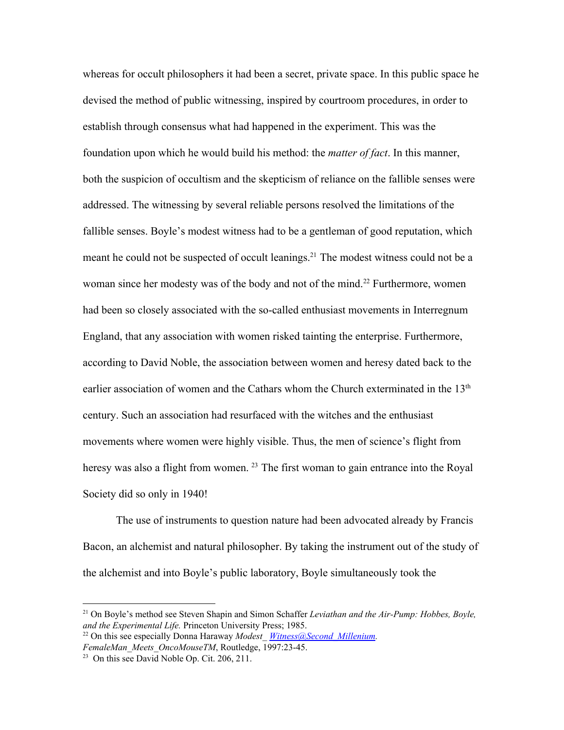whereas for occult philosophers it had been a secret, private space. In this public space he devised the method of public witnessing, inspired by courtroom procedures, in order to establish through consensus what had happened in the experiment. This was the foundation upon which he would build his method: the *matter of fact*. In this manner, both the suspicion of occultism and the skepticism of reliance on the fallible senses were addressed. The witnessing by several reliable persons resolved the limitations of the fallible senses. Boyle's modest witness had to be a gentleman of good reputation, which meant he could not be suspected of occult leanings.[21] The modest witness could not be a woman since her modesty was of the body and not of the mind.[22] Furthermore, women had been so closely associated with the so-called enthusiast movements in Interregnum England, that any association with women risked tainting the enterprise. Furthermore, according to David Noble, the association between women and heresy dated back to the earlier association of women and the Cathars whom the Church exterminated in the 13th century. Such an association had resurfaced with the witches and the enthusiast movements where women were highly visible. Thus, the men of science's flight from heresy was also a flight from women. [23] The first woman to gain entrance into the Royal Society did so only in 1940!

The use of instruments to question nature had been advocated already by Francis Bacon, an alchemist and natural philosopher. By taking the instrument out of the study of the alchemist and into Boyle's public laboratory, Boyle simultaneously took the

---

[21] On Boyle's method see Steven Shapin and Simon Schaffer *Leviathan and the Air-Pump: Hobbes, Boyle, and the Experimental Life.* Princeton University Press; 1985.

[22] On this see especially Donna Haraway *Modest_ Witness@Second_Millenium. FemaleMan_Meets_OncoMouseTM*, Routledge, 1997:23-45.

[23] On this see David Noble Op. Cit. 206, 211.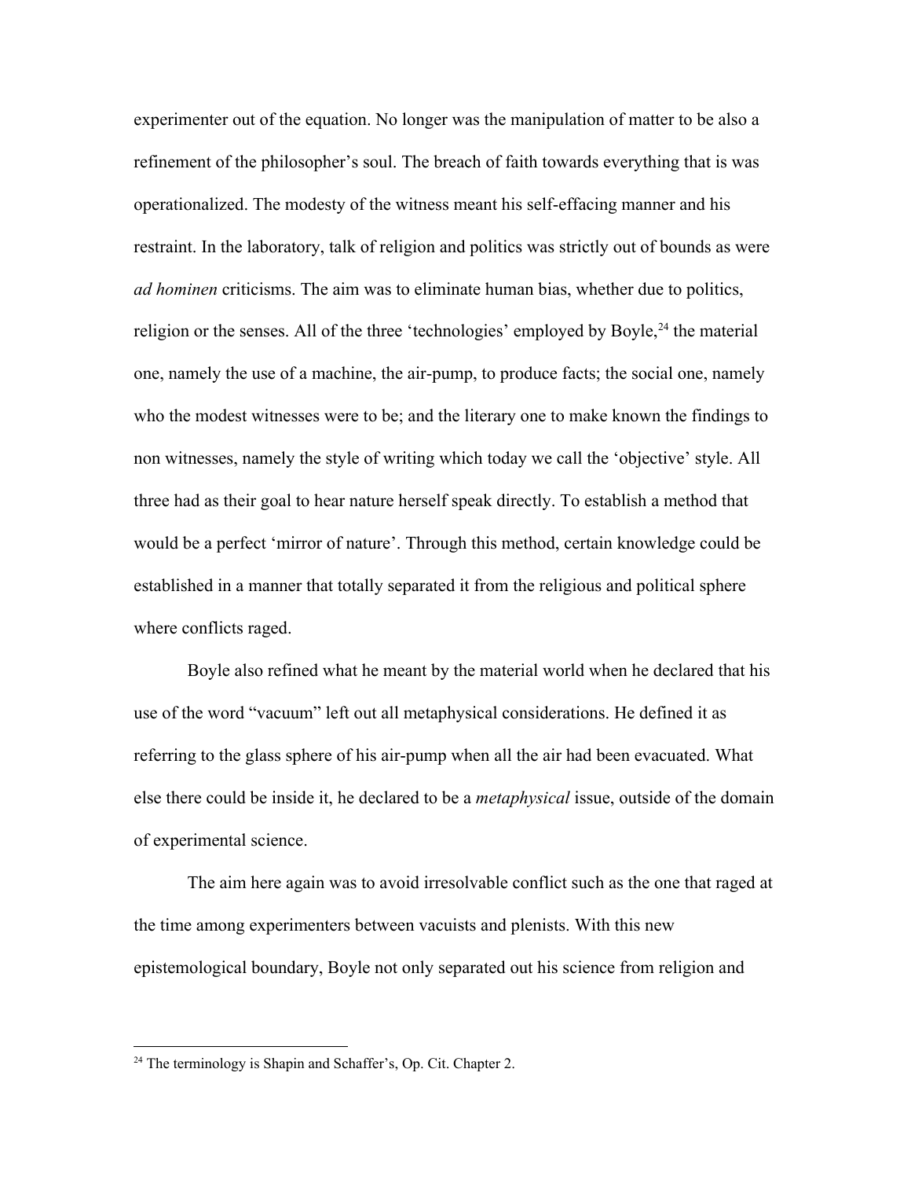experimenter out of the equation. No longer was the manipulation of matter to be also a refinement of the philosopher's soul. The breach of faith towards everything that is was operationalized. The modesty of the witness meant his self-effacing manner and his restraint. In the laboratory, talk of religion and politics was strictly out of bounds as were *ad hominen* criticisms. The aim was to eliminate human bias, whether due to politics, religion or the senses. All of the three 'technologies' employed by Boyle,[24] the material one, namely the use of a machine, the air-pump, to produce facts; the social one, namely who the modest witnesses were to be; and the literary one to make known the findings to non witnesses, namely the style of writing which today we call the 'objective' style. All three had as their goal to hear nature herself speak directly. To establish a method that would be a perfect 'mirror of nature'. Through this method, certain knowledge could be established in a manner that totally separated it from the religious and political sphere where conflicts raged.

Boyle also refined what he meant by the material world when he declared that his use of the word "vacuum" left out all metaphysical considerations. He defined it as referring to the glass sphere of his air-pump when all the air had been evacuated. What else there could be inside it, he declared to be a *metaphysical* issue, outside of the domain of experimental science.

The aim here again was to avoid irresolvable conflict such as the one that raged at the time among experimenters between vacuists and plenists. With this new epistemological boundary, Boyle not only separated out his science from religion and

[24] The terminology is Shapin and Schaffer's, Op. Cit. Chapter 2.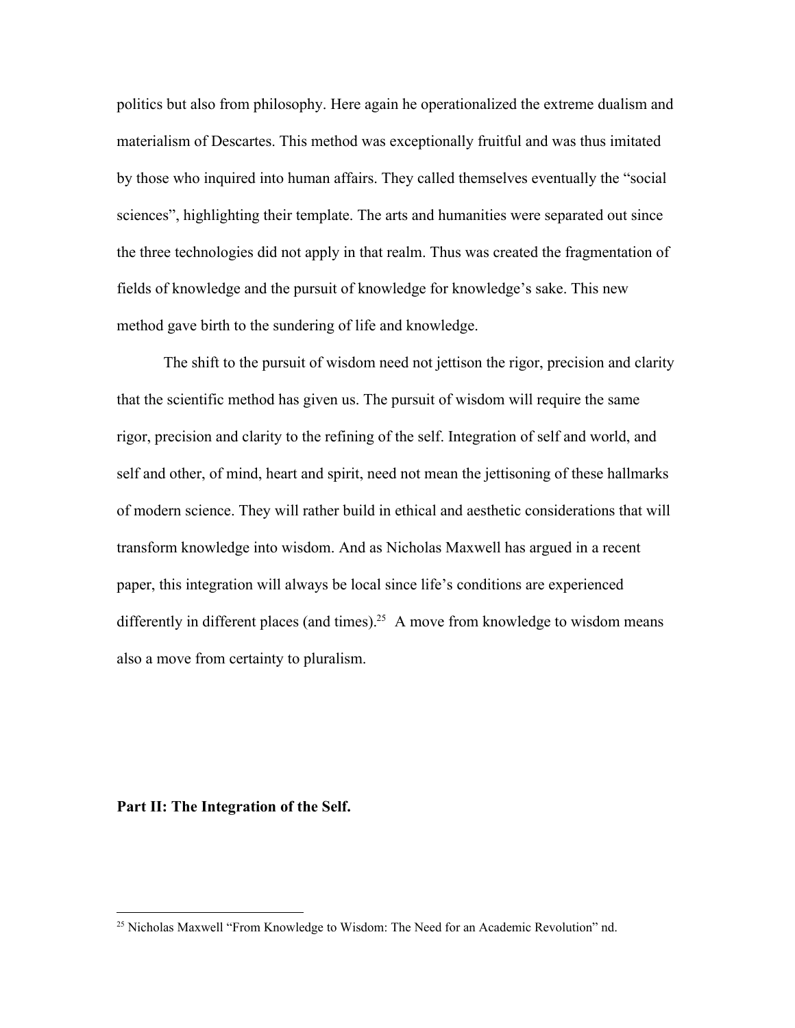politics but also from philosophy. Here again he operationalized the extreme dualism and materialism of Descartes. This method was exceptionally fruitful and was thus imitated by those who inquired into human affairs. They called themselves eventually the "social sciences", highlighting their template. The arts and humanities were separated out since the three technologies did not apply in that realm. Thus was created the fragmentation of fields of knowledge and the pursuit of knowledge for knowledge's sake. This new method gave birth to the sundering of life and knowledge.

The shift to the pursuit of wisdom need not jettison the rigor, precision and clarity that the scientific method has given us. The pursuit of wisdom will require the same rigor, precision and clarity to the refining of the self. Integration of self and world, and self and other, of mind, heart and spirit, need not mean the jettisoning of these hallmarks of modern science. They will rather build in ethical and aesthetic considerations that will transform knowledge into wisdom. And as Nicholas Maxwell has argued in a recent paper, this integration will always be local since life's conditions are experienced differently in different places (and times).[25] A move from knowledge to wisdom means also a move from certainty to pluralism.

**Part II: The Integration of the Self.**

[25] Nicholas Maxwell "From Knowledge to Wisdom: The Need for an Academic Revolution" nd.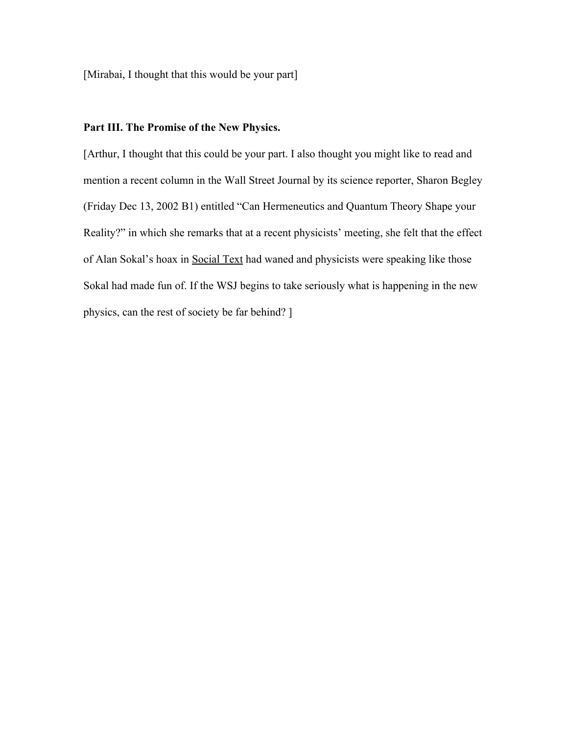[Mirabai, I thought that this would be your part]

**Part III. The Promise of the New Physics.**

[Arthur, I thought that this could be your part. I also thought you might like to read and mention a recent column in the Wall Street Journal by its science reporter, Sharon Begley (Friday Dec 13, 2002 B1) entitled "Can Hermeneutics and Quantum Theory Shape your Reality?" in which she remarks that at a recent physicists' meeting, she felt that the effect of Alan Sokal's hoax in <u>Social Text</u> had waned and physicists were speaking like those Sokal had made fun of. If the WSJ begins to take seriously what is happening in the new physics, can the rest of society be far behind? ]